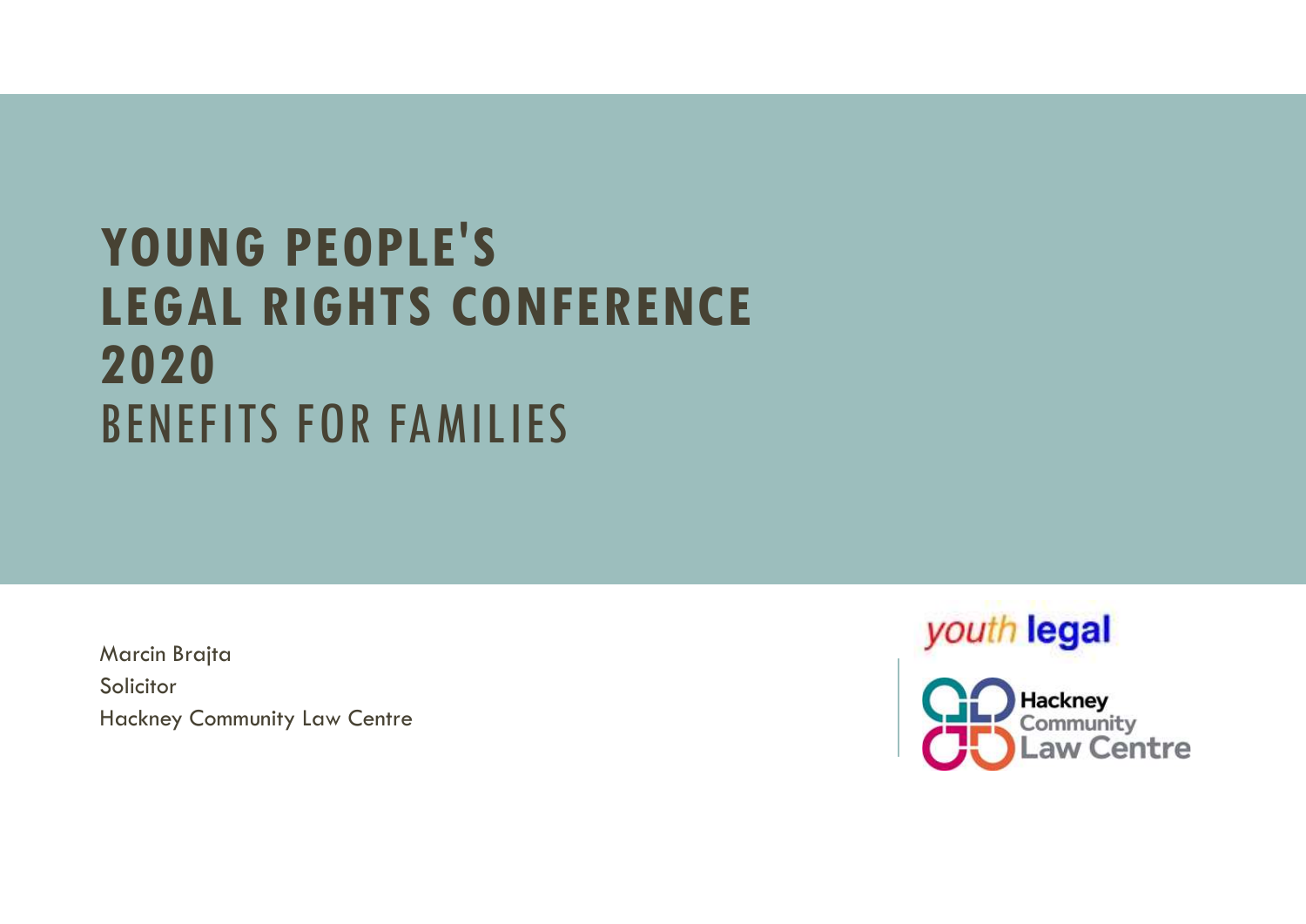# YOUNG PEOPLE'S LEGAL RIGHTS CONFERENCE 2020

## BENEFITS FOR FAMILIES

Marcin Brajta

Solicitor

Hackney Community Law Centre

youth legal

Hackney Community Law Centre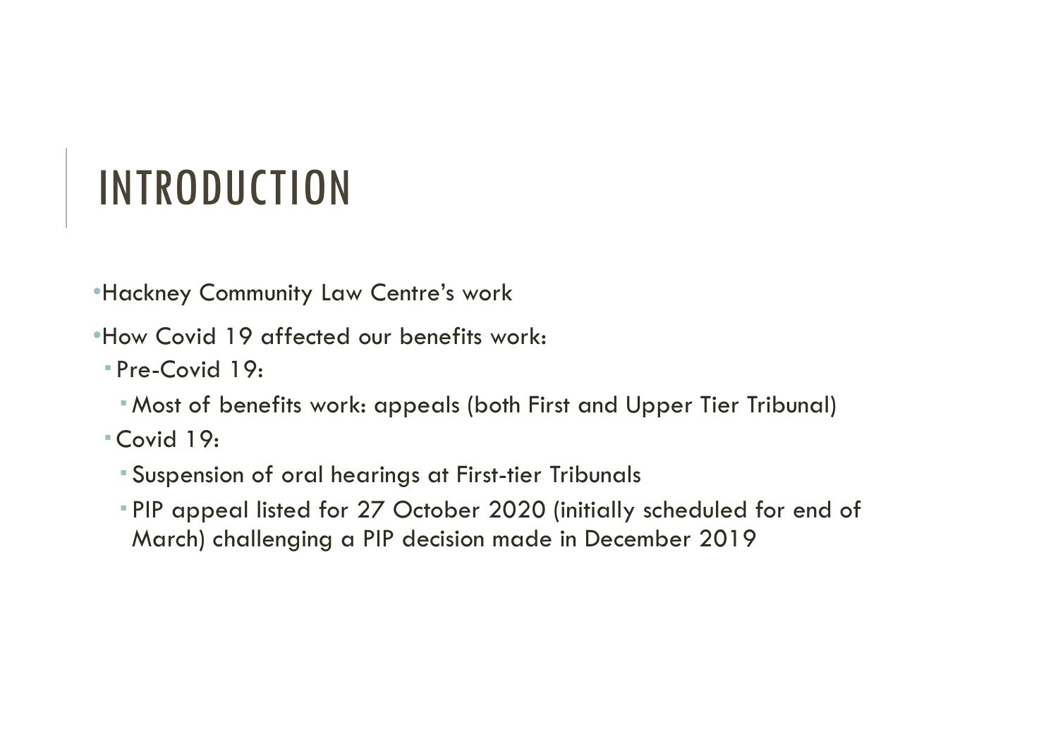# INTRODUCTION

- Hackney Community Law Centre's work
- How Covid 19 affected our benefits work:
  - Pre-Covid 19:
    - Most of benefits work: appeals (both First and Upper Tier Tribunal)
  - Covid 19:
    - Suspension of oral hearings at First-tier Tribunals
    - PIP appeal listed for 27 October 2020 (initially scheduled for end of March) challenging a PIP decision made in December 2019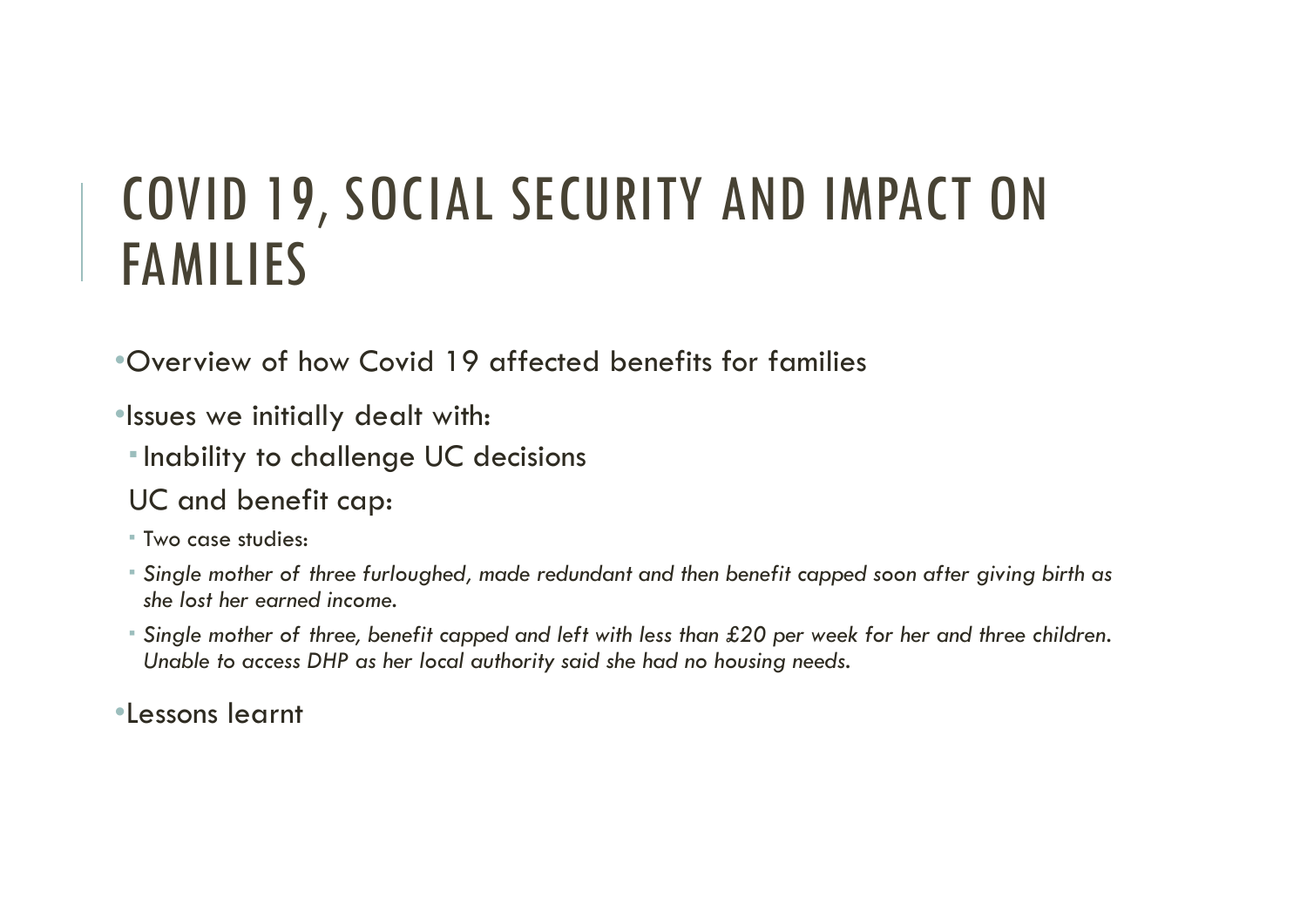# COVID 19, SOCIAL SECURITY AND IMPACT ON FAMILIES

- Overview of how Covid 19 affected benefits for families
- Issues we initially dealt with:
  - Inability to challenge UC decisions

  UC and benefit cap:

  - Two case studies:
  - *Single mother of three furloughed, made redundant and then benefit capped soon after giving birth as she lost her earned income.*
  - *Single mother of three, benefit capped and left with less than £20 per week for her and three children. Unable to access DHP as her local authority said she had no housing needs.*
- Lessons learnt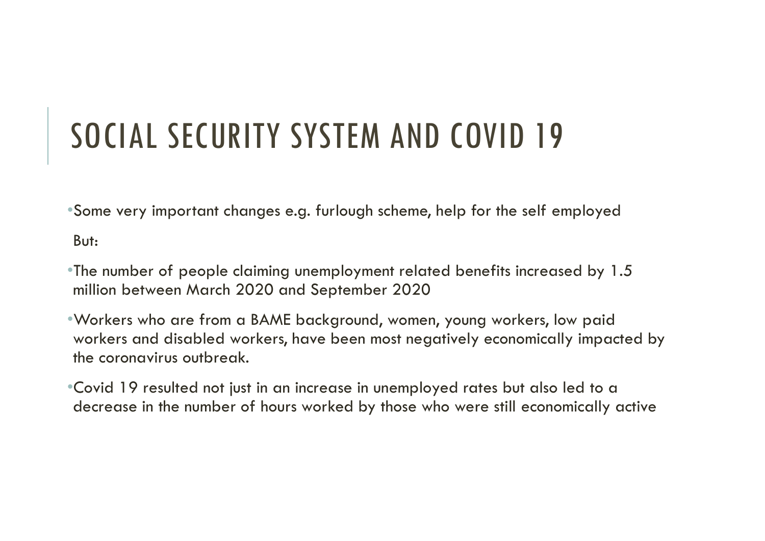# SOCIAL SECURITY SYSTEM AND COVID 19

- Some very important changes e.g. furlough scheme, help for the self employed

  But:

- The number of people claiming unemployment related benefits increased by 1.5 million between March 2020 and September 2020
- Workers who are from a BAME background, women, young workers, low paid workers and disabled workers, have been most negatively economically impacted by the coronavirus outbreak.
- Covid 19 resulted not just in an increase in unemployed rates but also led to a decrease in the number of hours worked by those who were still economically active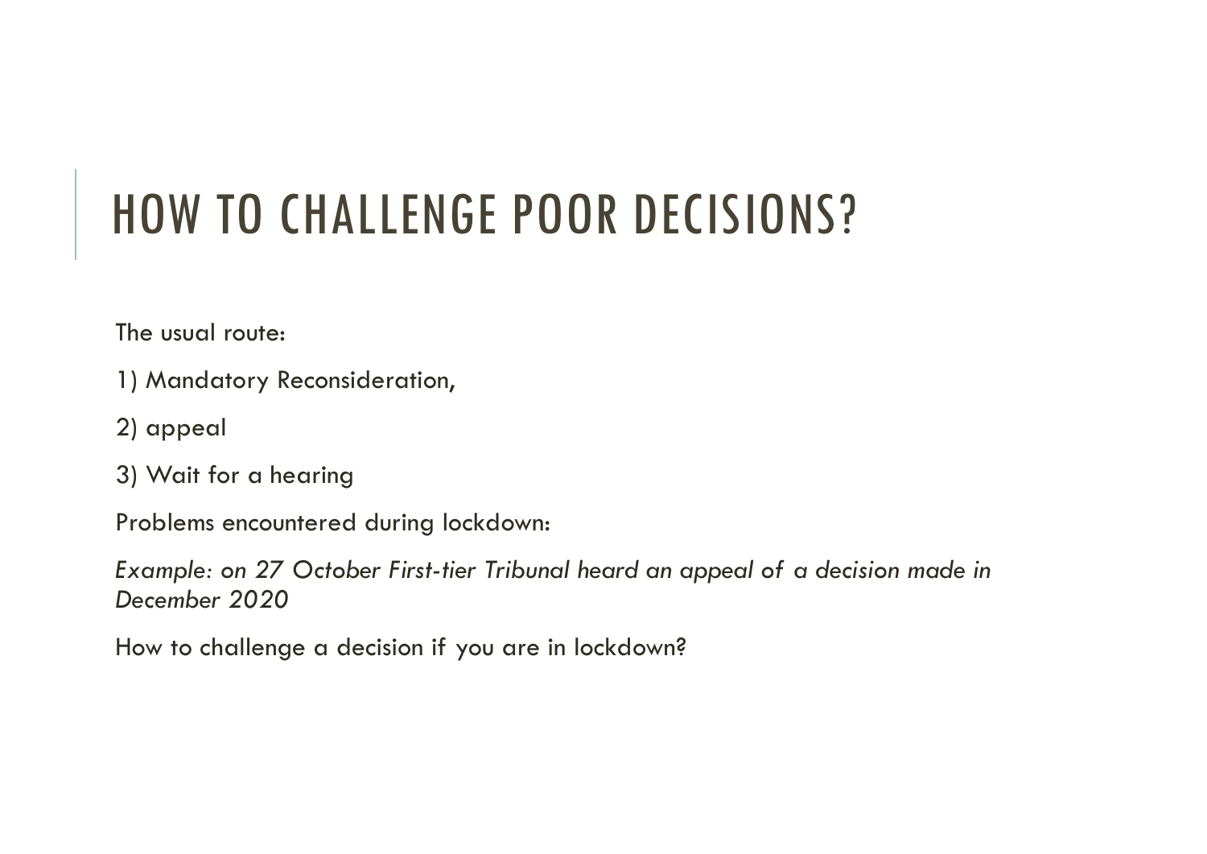# HOW TO CHALLENGE POOR DECISIONS?

The usual route:

1) Mandatory Reconsideration,

2) appeal

3) Wait for a hearing

Problems encountered during lockdown:

*Example: on 27 October First-tier Tribunal heard an appeal of a decision made in December 2020*

How to challenge a decision if you are in lockdown?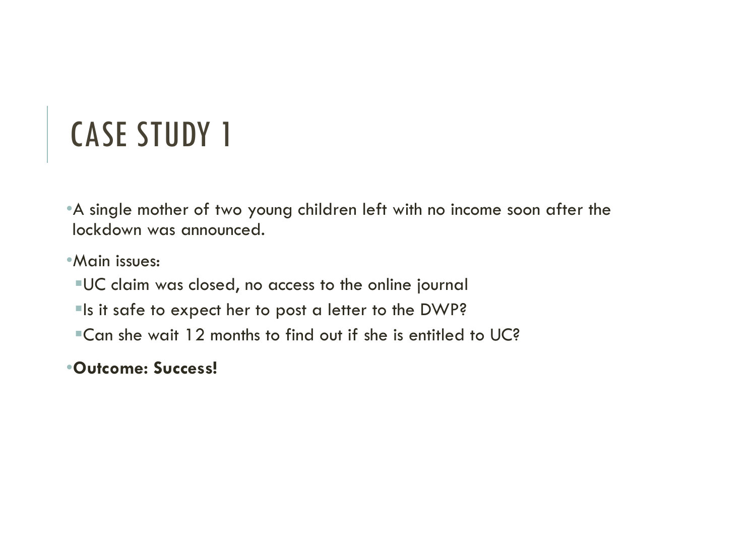# CASE STUDY 1

- A single mother of two young children left with no income soon after the lockdown was announced.
- Main issues:
  - UC claim was closed, no access to the online journal
  - Is it safe to expect her to post a letter to the DWP?
  - Can she wait 12 months to find out if she is entitled to UC?
- **Outcome: Success!**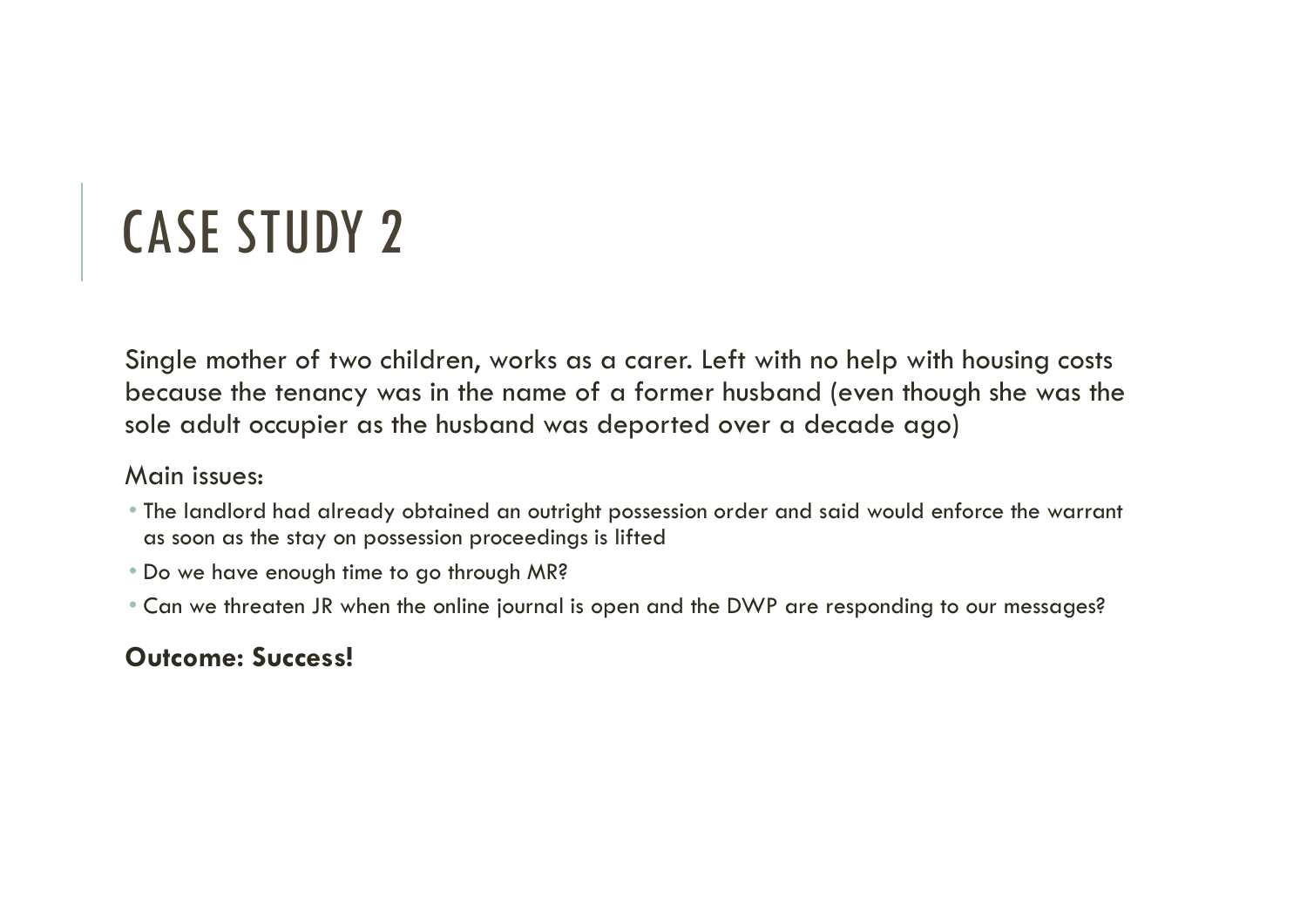# CASE STUDY 2

Single mother of two children, works as a carer. Left with no help with housing costs because the tenancy was in the name of a former husband (even though she was the sole adult occupier as the husband was deported over a decade ago)

Main issues:

- The landlord had already obtained an outright possession order and said would enforce the warrant as soon as the stay on possession proceedings is lifted
- Do we have enough time to go through MR?
- Can we threaten JR when the online journal is open and the DWP are responding to our messages?

**Outcome: Success!**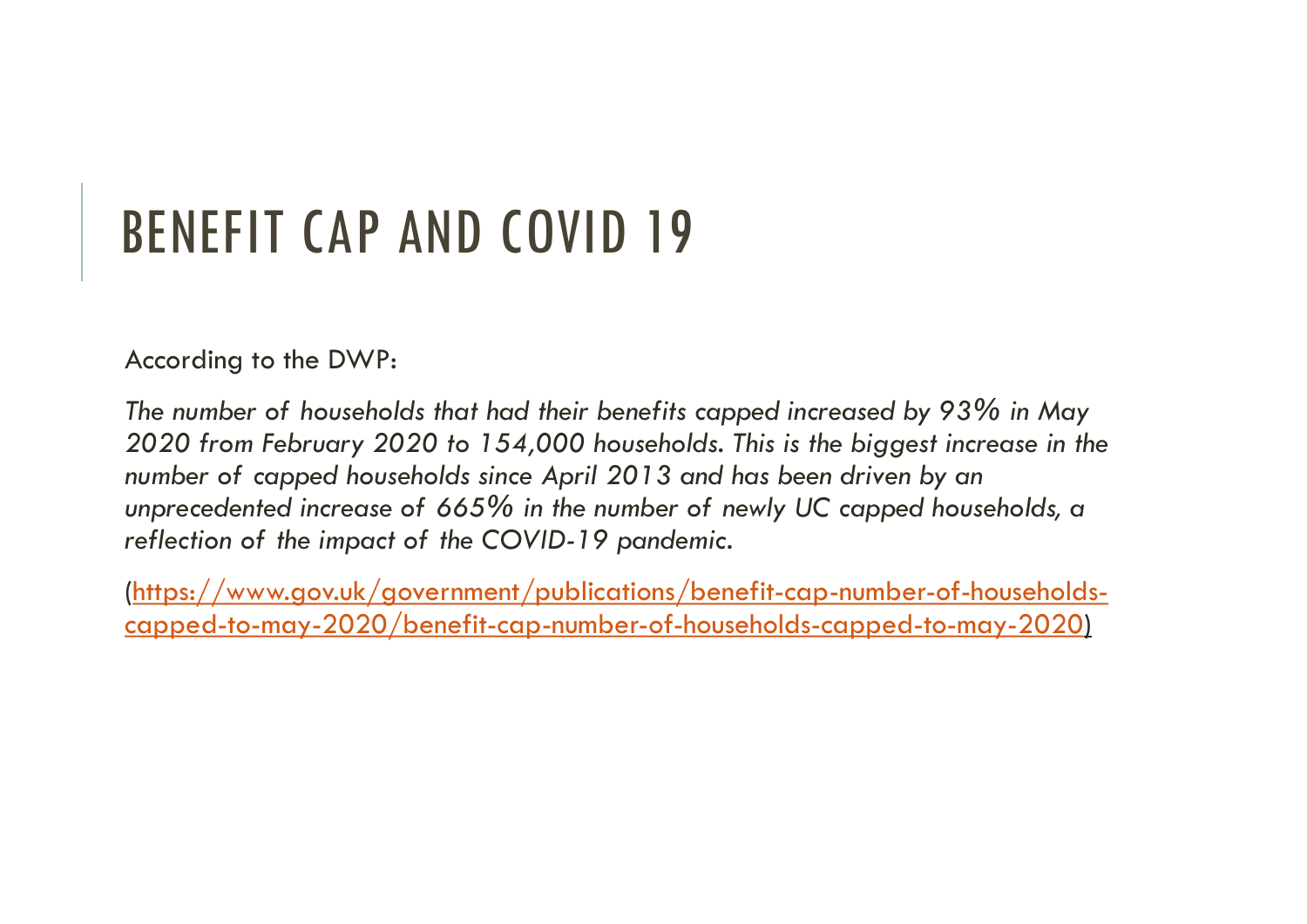# BENEFIT CAP AND COVID 19

According to the DWP:

*The number of households that had their benefits capped increased by 93% in May 2020 from February 2020 to 154,000 households. This is the biggest increase in the number of capped households since April 2013 and has been driven by an unprecedented increase of 665% in the number of newly UC capped households, a reflection of the impact of the COVID-19 pandemic.*

([https://www.gov.uk/government/publications/benefit-cap-number-of-households-capped-to-may-2020/benefit-cap-number-of-households-capped-to-may-2020](https://www.gov.uk/government/publications/benefit-cap-number-of-households-capped-to-may-2020/benefit-cap-number-of-households-capped-to-may-2020))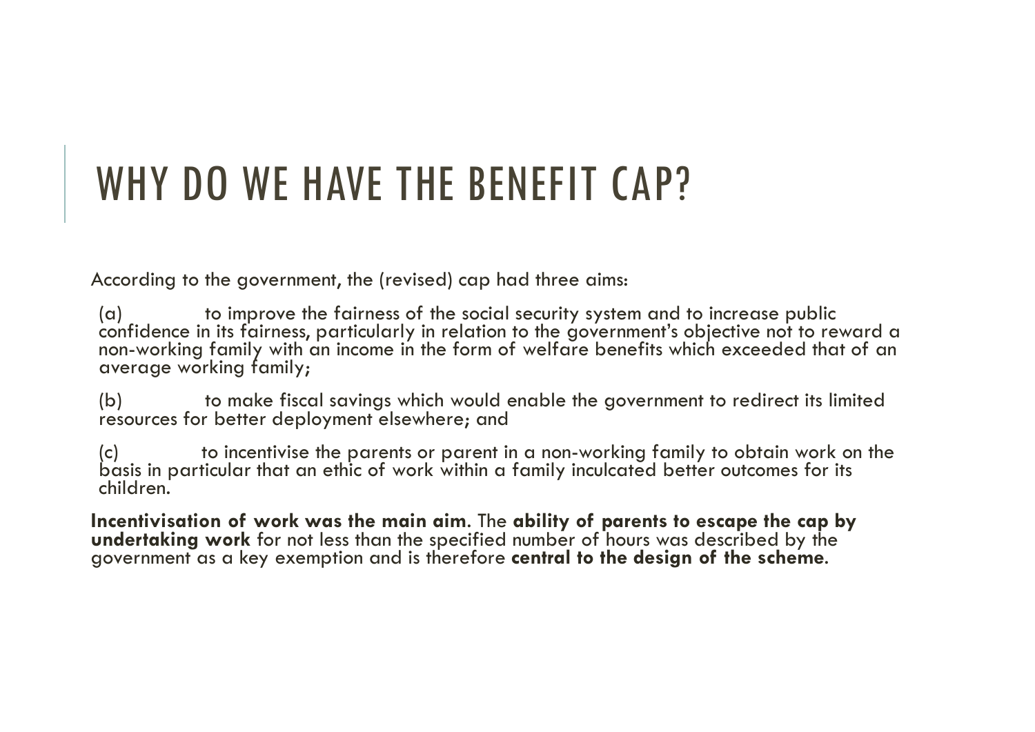# WHY DO WE HAVE THE BENEFIT CAP?

According to the government, the (revised) cap had three aims:

(a) to improve the fairness of the social security system and to increase public confidence in its fairness, particularly in relation to the government's objective not to reward a non-working family with an income in the form of welfare benefits which exceeded that of an average working family;

(b) to make fiscal savings which would enable the government to redirect its limited resources for better deployment elsewhere; and

(c) to incentivise the parents or parent in a non-working family to obtain work on the basis in particular that an ethic of work within a family inculcated better outcomes for its children.

**Incentivisation of work was the main aim**. The **ability of parents to escape the cap by undertaking work** for not less than the specified number of hours was described by the government as a key exemption and is therefore **central to the design of the scheme**.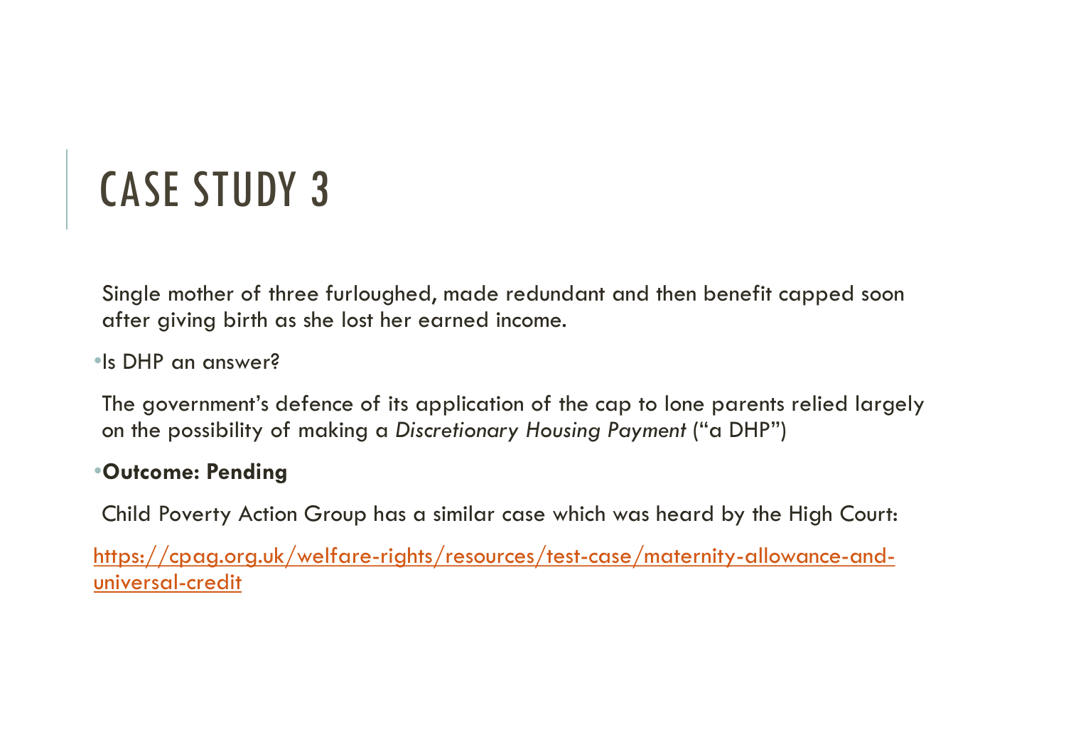# CASE STUDY 3

Single mother of three furloughed, made redundant and then benefit capped soon after giving birth as she lost her earned income.

- Is DHP an answer?

The government's defence of its application of the cap to lone parents relied largely on the possibility of making a *Discretionary Housing Payment* ("a DHP")

- **Outcome: Pending**

Child Poverty Action Group has a similar case which was heard by the High Court:

https://cpag.org.uk/welfare-rights/resources/test-case/maternity-allowance-and-universal-credit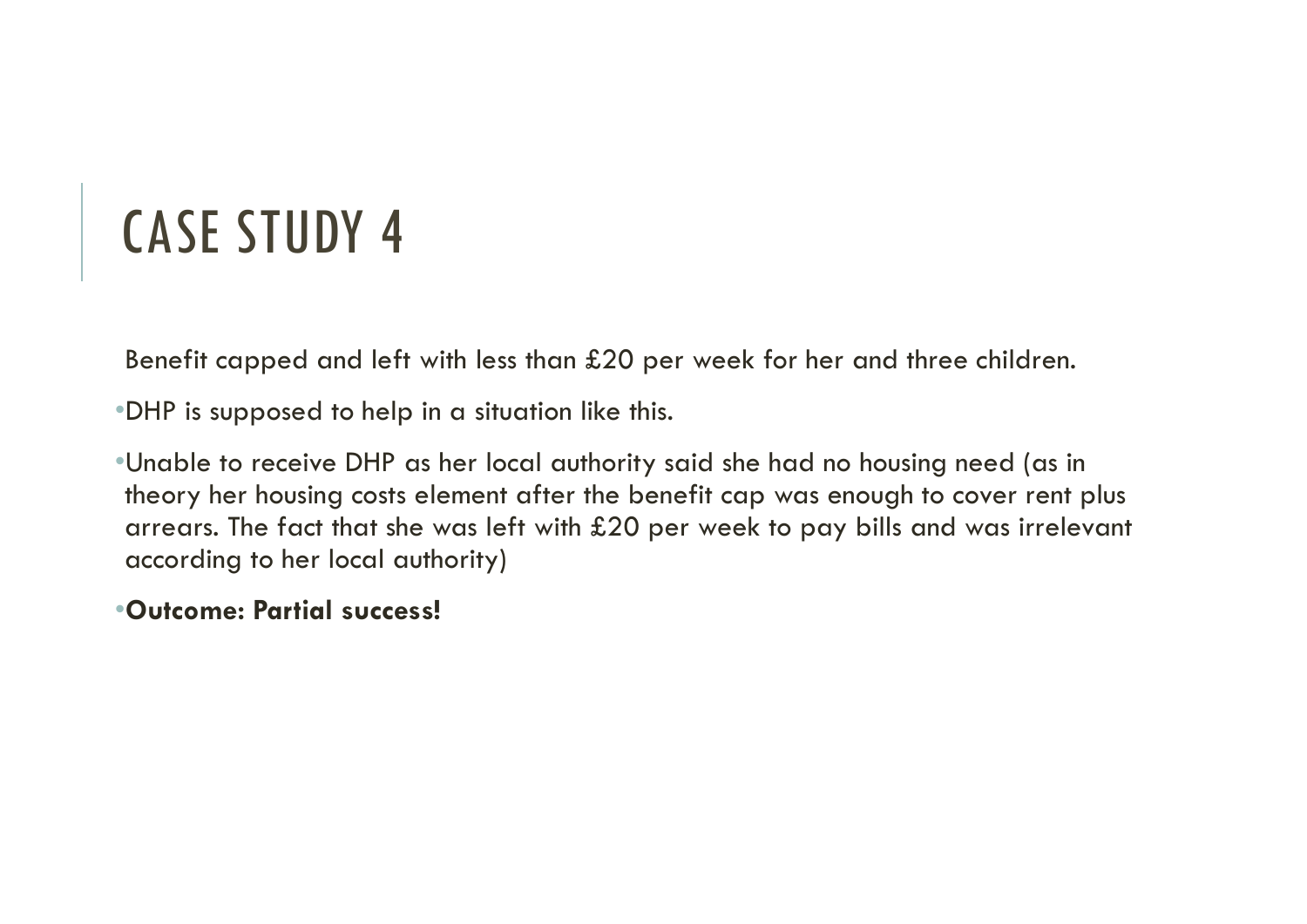# CASE STUDY 4

Benefit capped and left with less than £20 per week for her and three children.

- DHP is supposed to help in a situation like this.
- Unable to receive DHP as her local authority said she had no housing need (as in theory her housing costs element after the benefit cap was enough to cover rent plus arrears. The fact that she was left with £20 per week to pay bills and was irrelevant according to her local authority)
- **Outcome: Partial success!**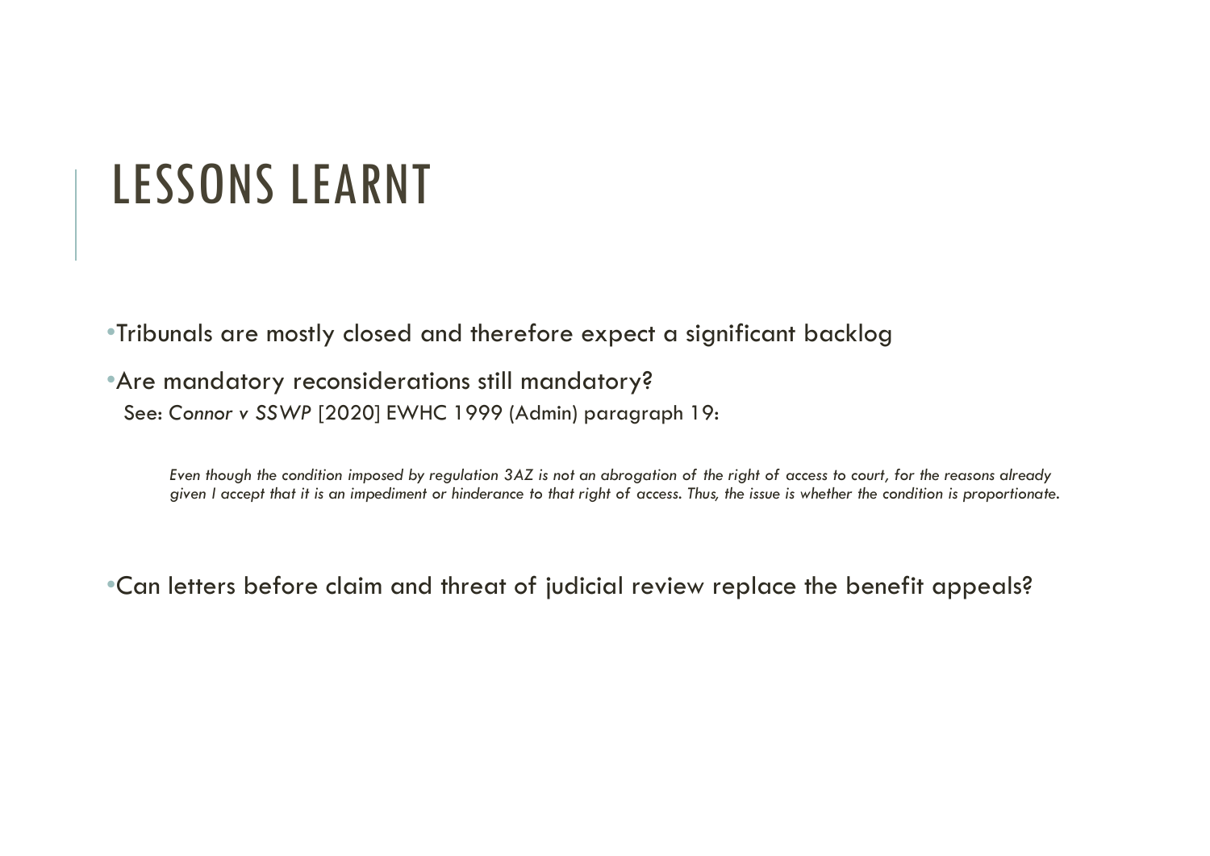# LESSONS LEARNT

- Tribunals are mostly closed and therefore expect a significant backlog
- Are mandatory reconsiderations still mandatory?

  See: *Connor v SSWP* [2020] EWHC 1999 (Admin) paragraph 19:

  > *Even though the condition imposed by regulation 3AZ is not an abrogation of the right of access to court, for the reasons already given I accept that it is an impediment or hinderance to that right of access. Thus, the issue is whether the condition is proportionate.*

- Can letters before claim and threat of judicial review replace the benefit appeals?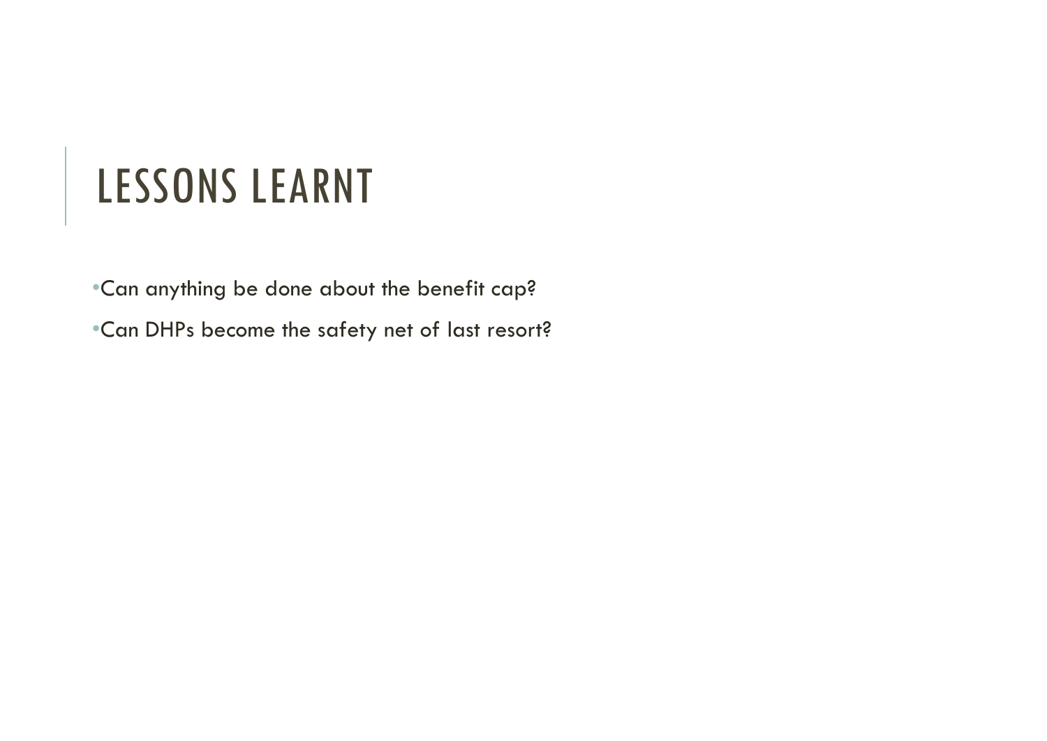# LESSONS LEARNT

- Can anything be done about the benefit cap?
- Can DHPs become the safety net of last resort?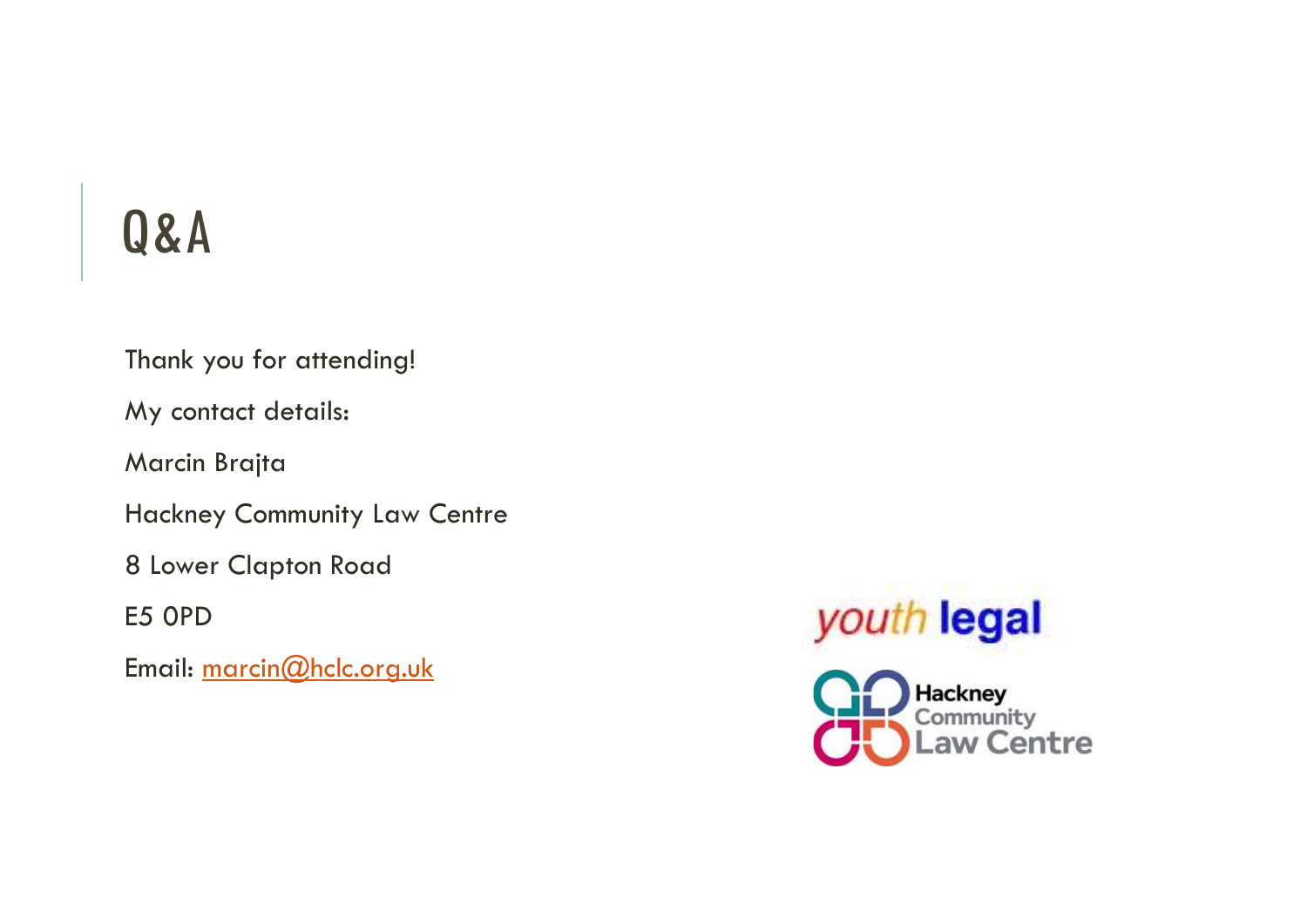# Q&A

Thank you for attending!

My contact details:

Marcin Brajta

Hackney Community Law Centre

8 Lower Clapton Road

E5 0PD

Email: marcin@hclc.org.uk

youth legal

Hackney Community Law Centre